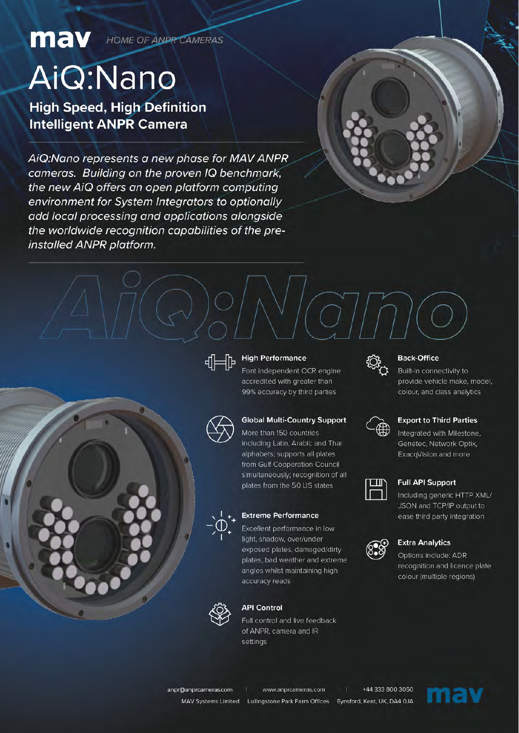mav HOME OF ANPR CAMERAS

# AiQ:Nano

## High Speed, High Definition Intelligent ANPR Camera

*AiQ:Nano represents a new phase for MAV ANPR cameras. Building on the proven IQ benchmark, the new AiQ offers an open platform computing environment for System Integrators to optionally add local processing and applications alongside the worldwide recognition capabilities of the pre-installed ANPR platform.*

AiQ:Nano

### High Performance

Font independent OCR engine accredited with greater than 99% accuracy by third parties

### Global Multi-Country Support

More than 150 countries including Latin, Arabic and Thai alphabets; supports all plates from Gulf Cooperation Council simultaneously; recognition of all plates from the 50 US states

### Extreme Performance

Excellent performance in low light, shadow, over/under exposed plates, damaged/dirty plates, bad weather and extreme angles whilst maintaining high accuracy reads

### API Control

Full control and live feedback of ANPR, camera and IR settings

### Back-Office

Built-in connectivity to provide vehicle make, model, colour, and class analytics

### Export to Third Parties

Integrated with Milestone, Genetec, Network Optix, ExacqVision and more

### Full API Support

Including generic HTTP XML/JSON and TCP/IP output to ease third party integration

### Extra Analytics

Options include: ADR recognition and licence plate colour (multiple regions)

anpr@anprcameras.com | www.anprcameras.com | +44 333 800 3050

MAV Systems Limited Lullingstone Park Farm Offices Eynsford, Kent, UK, DA4 0JA

mav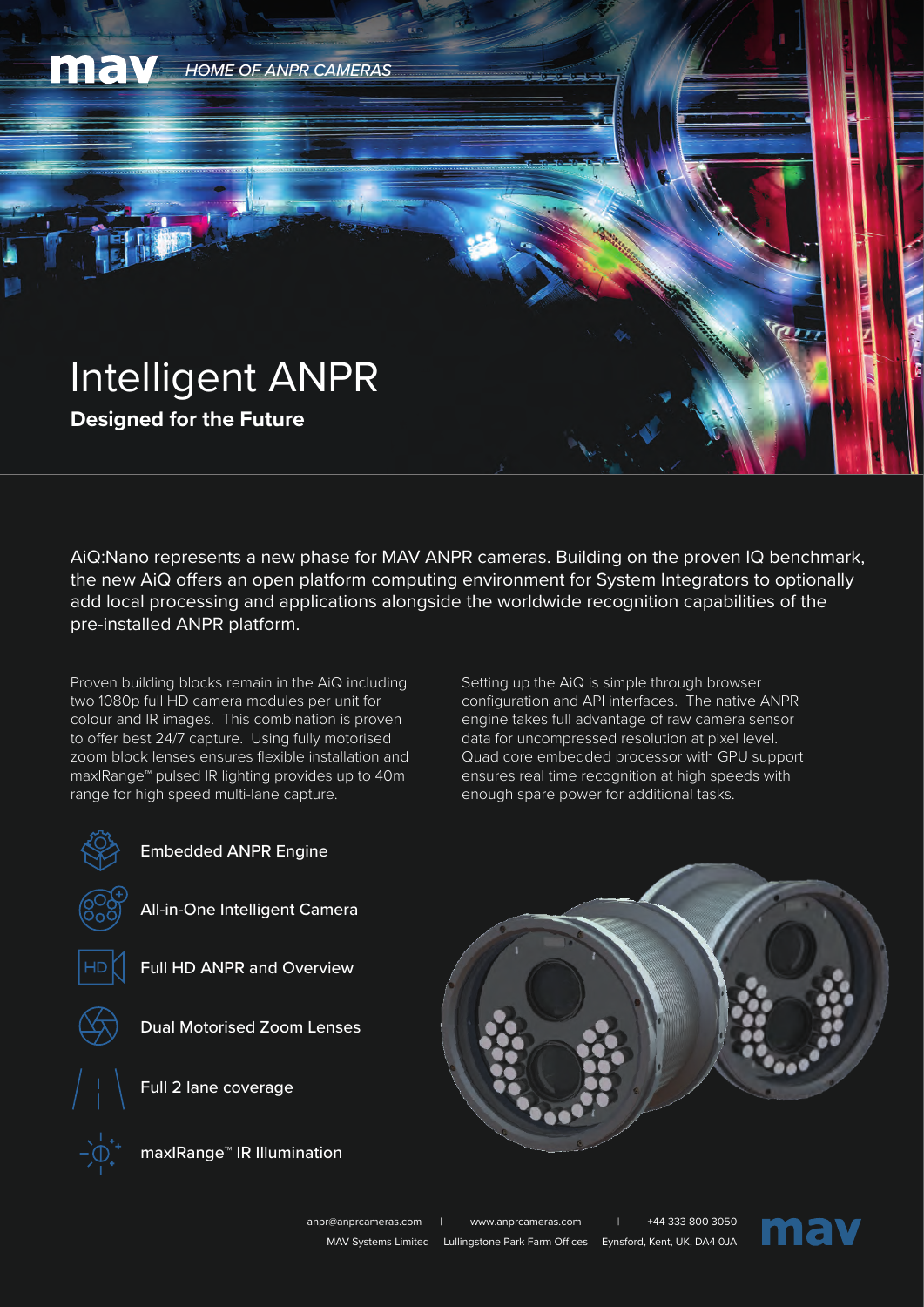mav *HOME OF ANPR CAMERAS*

# Intelligent ANPR

**Designed for the Future**

AiQ:Nano represents a new phase for MAV ANPR cameras. Building on the proven IQ benchmark, the new AiQ offers an open platform computing environment for System Integrators to optionally add local processing and applications alongside the worldwide recognition capabilities of the pre-installed ANPR platform.

Proven building blocks remain in the AiQ including two 1080p full HD camera modules per unit for colour and IR images. This combination is proven to offer best 24/7 capture. Using fully motorised zoom block lenses ensures flexible installation and maxIRange™ pulsed IR lighting provides up to 40m range for high speed multi-lane capture.

Setting up the AiQ is simple through browser configuration and API interfaces. The native ANPR engine takes full advantage of raw camera sensor data for uncompressed resolution at pixel level. Quad core embedded processor with GPU support ensures real time recognition at high speeds with enough spare power for additional tasks.

- Embedded ANPR Engine
- All-in-One Intelligent Camera
- Full HD ANPR and Overview
- Dual Motorised Zoom Lenses
- Full 2 lane coverage
- maxIRange™ IR Illumination

anpr@anprcameras.com | www.anprcameras.com | +44 333 800 3050
MAV Systems Limited Lullingstone Park Farm Offices Eynsford, Kent, UK, DA4 0JA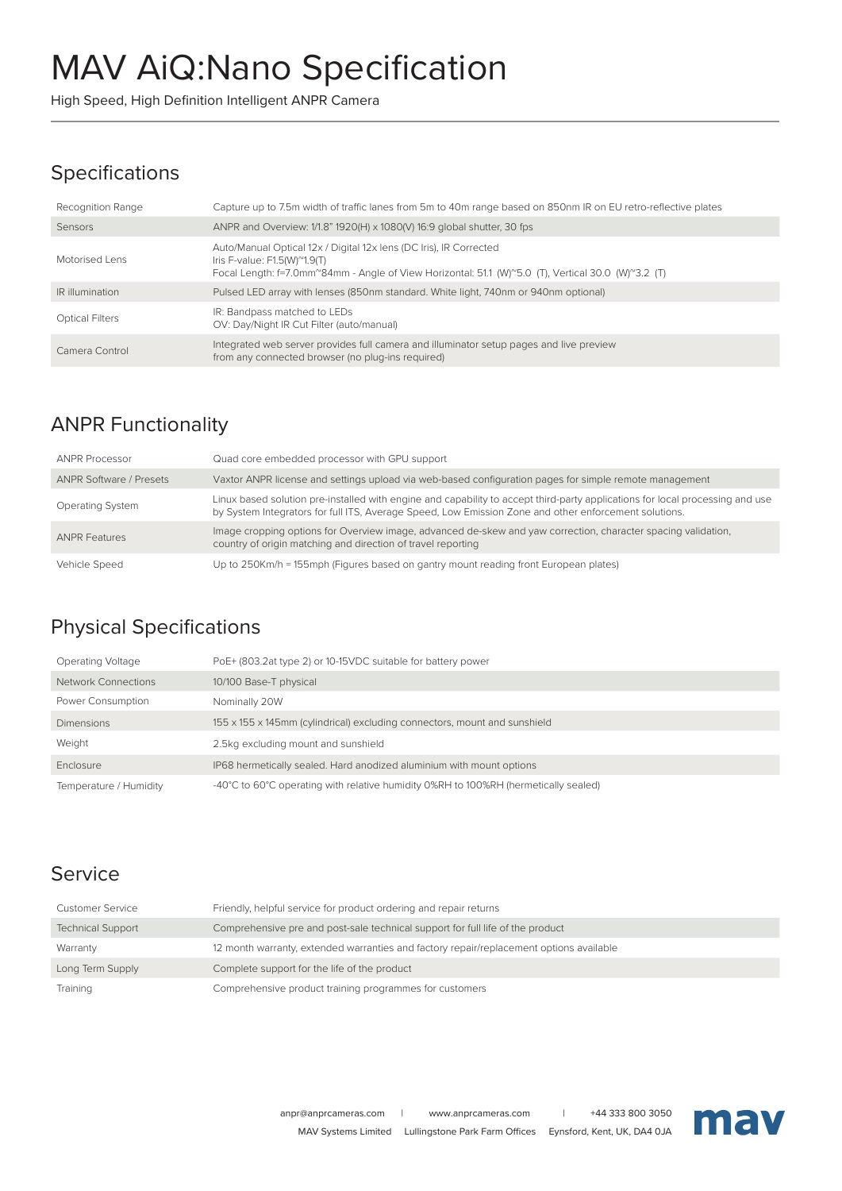# MAV AiQ:Nano Specification

High Speed, High Definition Intelligent ANPR Camera

## Specifications

| | |
|---|---|
| Recognition Range | Capture up to 7.5m width of traffic lanes from 5m to 40m range based on 850nm IR on EU retro-reflective plates |
| Sensors | ANPR and Overview: 1/1.8" 1920(H) x 1080(V) 16:9 global shutter, 30 fps |
| Motorised Lens | Auto/Manual Optical 12x / Digital 12x lens (DC Iris), IR Corrected<br>Iris F-value: F1.5(W)~1.9(T)<br>Focal Length: f=7.0mm~84mm - Angle of View Horizontal: 51.1 (W)~5.0 (T), Vertical 30.0 (W)~3.2 (T) |
| IR illumination | Pulsed LED array with lenses (850nm standard. White light, 740nm or 940nm optional) |
| Optical Filters | IR: Bandpass matched to LEDs<br>OV: Day/Night IR Cut Filter (auto/manual) |
| Camera Control | Integrated web server provides full camera and illuminator setup pages and live preview from any connected browser (no plug-ins required) |

## ANPR Functionality

| | |
|---|---|
| ANPR Processor | Quad core embedded processor with GPU support |
| ANPR Software / Presets | Vaxtor ANPR license and settings upload via web-based configuration pages for simple remote management |
| Operating System | Linux based solution pre-installed with engine and capability to accept third-party applications for local processing and use by System Integrators for full ITS, Average Speed, Low Emission Zone and other enforcement solutions. |
| ANPR Features | Image cropping options for Overview image, advanced de-skew and yaw correction, character spacing validation, country of origin matching and direction of travel reporting |
| Vehicle Speed | Up to 250Km/h = 155mph (Figures based on gantry mount reading front European plates) |

## Physical Specifications

| | |
|---|---|
| Operating Voltage | PoE+ (803.2at type 2) or 10-15VDC suitable for battery power |
| Network Connections | 10/100 Base-T physical |
| Power Consumption | Nominally 20W |
| Dimensions | 155 x 155 x 145mm (cylindrical) excluding connectors, mount and sunshield |
| Weight | 2.5kg excluding mount and sunshield |
| Enclosure | IP68 hermetically sealed. Hard anodized aluminium with mount options |
| Temperature / Humidity | -40°C to 60°C operating with relative humidity 0%RH to 100%RH (hermetically sealed) |

## Service

| | |
|---|---|
| Customer Service | Friendly, helpful service for product ordering and repair returns |
| Technical Support | Comprehensive pre and post-sale technical support for full life of the product |
| Warranty | 12 month warranty, extended warranties and factory repair/replacement options available |
| Long Term Supply | Complete support for the life of the product |
| Training | Comprehensive product training programmes for customers |

anpr@anprcameras.com | www.anprcameras.com | +44 333 800 3050

MAV Systems Limited Lullingstone Park Farm Offices Eynsford, Kent, UK, DA4 0JA

mav